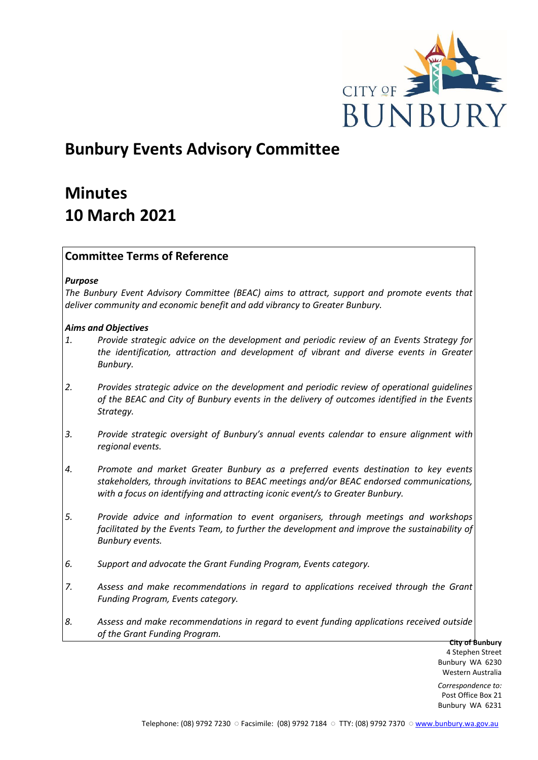# Bunbury Events Advisory Committee

# Minutes
# 10 March 2021

## Committee Terms of Reference

***Purpose***

*The Bunbury Event Advisory Committee (BEAC) aims to attract, support and promote events that deliver community and economic benefit and add vibrancy to Greater Bunbury.*

***Aims and Objectives***

1. *Provide strategic advice on the development and periodic review of an Events Strategy for the identification, attraction and development of vibrant and diverse events in Greater Bunbury.*
2. *Provides strategic advice on the development and periodic review of operational guidelines of the BEAC and City of Bunbury events in the delivery of outcomes identified in the Events Strategy.*
3. *Provide strategic oversight of Bunbury's annual events calendar to ensure alignment with regional events.*
4. *Promote and market Greater Bunbury as a preferred events destination to key events stakeholders, through invitations to BEAC meetings and/or BEAC endorsed communications, with a focus on identifying and attracting iconic event/s to Greater Bunbury.*
5. *Provide advice and information to event organisers, through meetings and workshops facilitated by the Events Team, to further the development and improve the sustainability of Bunbury events.*
6. *Support and advocate the Grant Funding Program, Events category.*
7. *Assess and make recommendations in regard to applications received through the Grant Funding Program, Events category.*
8. *Assess and make recommendations in regard to event funding applications received outside of the Grant Funding Program.*

**City of Bunbury**
4 Stephen Street
Bunbury WA 6230
Western Australia

*Correspondence to:*
Post Office Box 21
Bunbury WA 6231

Telephone: (08) 9792 7230 ○ Facsimile: (08) 9792 7184 ○ TTY: (08) 9792 7370 ○ www.bunbury.wa.gov.au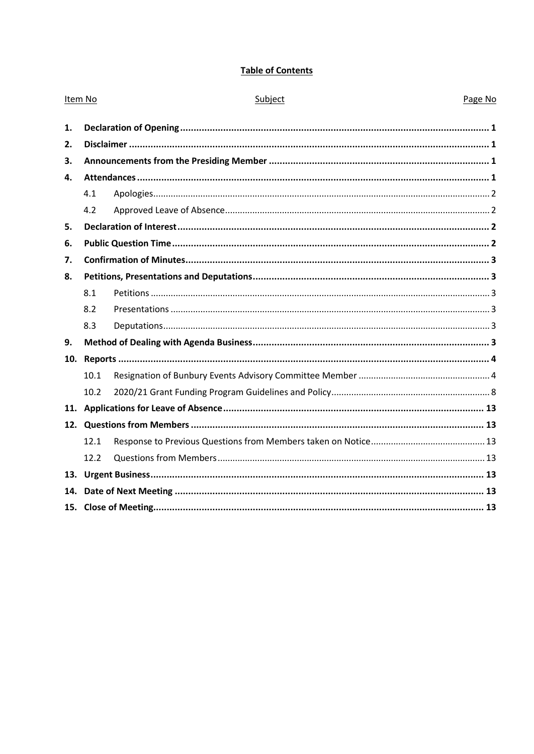**Table of Contents**

| Item No | | Subject | Page No |
|---|---|---|---|
| **1.** | | **Declaration of Opening** | **1** |
| **2.** | | **Disclaimer** | **1** |
| **3.** | | **Announcements from the Presiding Member** | **1** |
| **4.** | | **Attendances** | **1** |
| | 4.1 | Apologies | 2 |
| | 4.2 | Approved Leave of Absence | 2 |
| **5.** | | **Declaration of Interest** | **2** |
| **6.** | | **Public Question Time** | **2** |
| **7.** | | **Confirmation of Minutes** | **3** |
| **8.** | | **Petitions, Presentations and Deputations** | **3** |
| | 8.1 | Petitions | 3 |
| | 8.2 | Presentations | 3 |
| | 8.3 | Deputations | 3 |
| **9.** | | **Method of Dealing with Agenda Business** | **3** |
| **10.** | | **Reports** | **4** |
| | 10.1 | Resignation of Bunbury Events Advisory Committee Member | 4 |
| | 10.2 | 2020/21 Grant Funding Program Guidelines and Policy | 8 |
| **11.** | | **Applications for Leave of Absence** | **13** |
| **12.** | | **Questions from Members** | **13** |
| | 12.1 | Response to Previous Questions from Members taken on Notice | 13 |
| | 12.2 | Questions from Members | 13 |
| **13.** | | **Urgent Business** | **13** |
| **14.** | | **Date of Next Meeting** | **13** |
| **15.** | | **Close of Meeting** | **13** |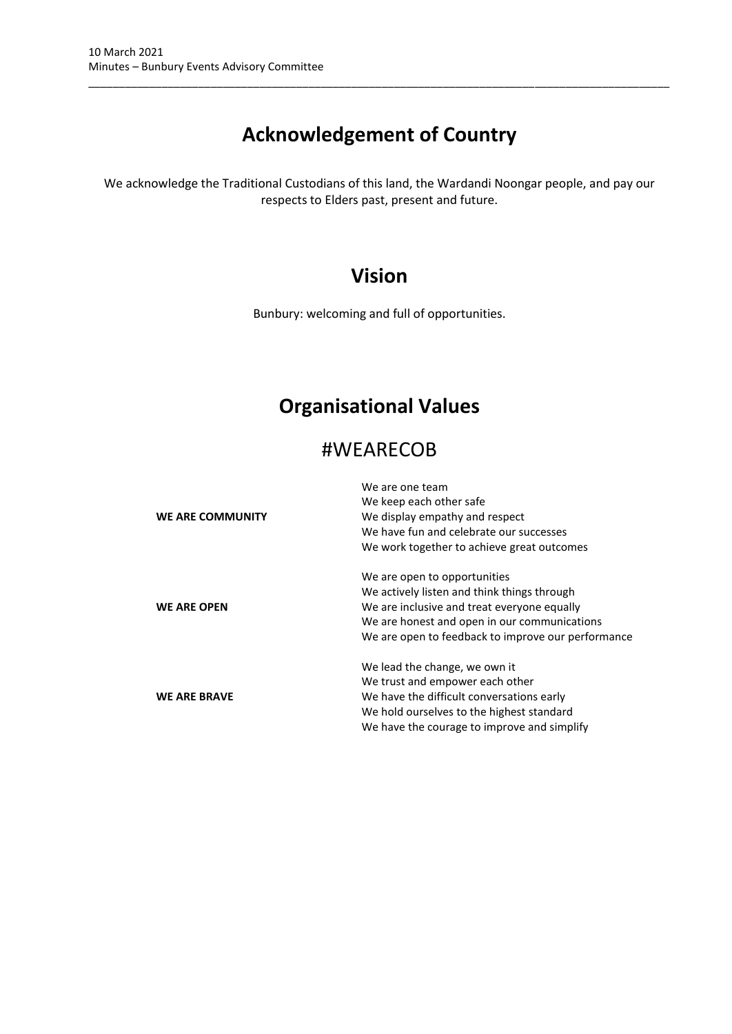# Acknowledgement of Country

We acknowledge the Traditional Custodians of this land, the Wardandi Noongar people, and pay our respects to Elders past, present and future.

# Vision

Bunbury: welcoming and full of opportunities.

# Organisational Values

## #WEARECOB

**WE ARE COMMUNITY**

- We are one team
- We keep each other safe
- We display empathy and respect
- We have fun and celebrate our successes
- We work together to achieve great outcomes

**WE ARE OPEN**

- We are open to opportunities
- We actively listen and think things through
- We are inclusive and treat everyone equally
- We are honest and open in our communications
- We are open to feedback to improve our performance

**WE ARE BRAVE**

- We lead the change, we own it
- We trust and empower each other
- We have the difficult conversations early
- We hold ourselves to the highest standard
- We have the courage to improve and simplify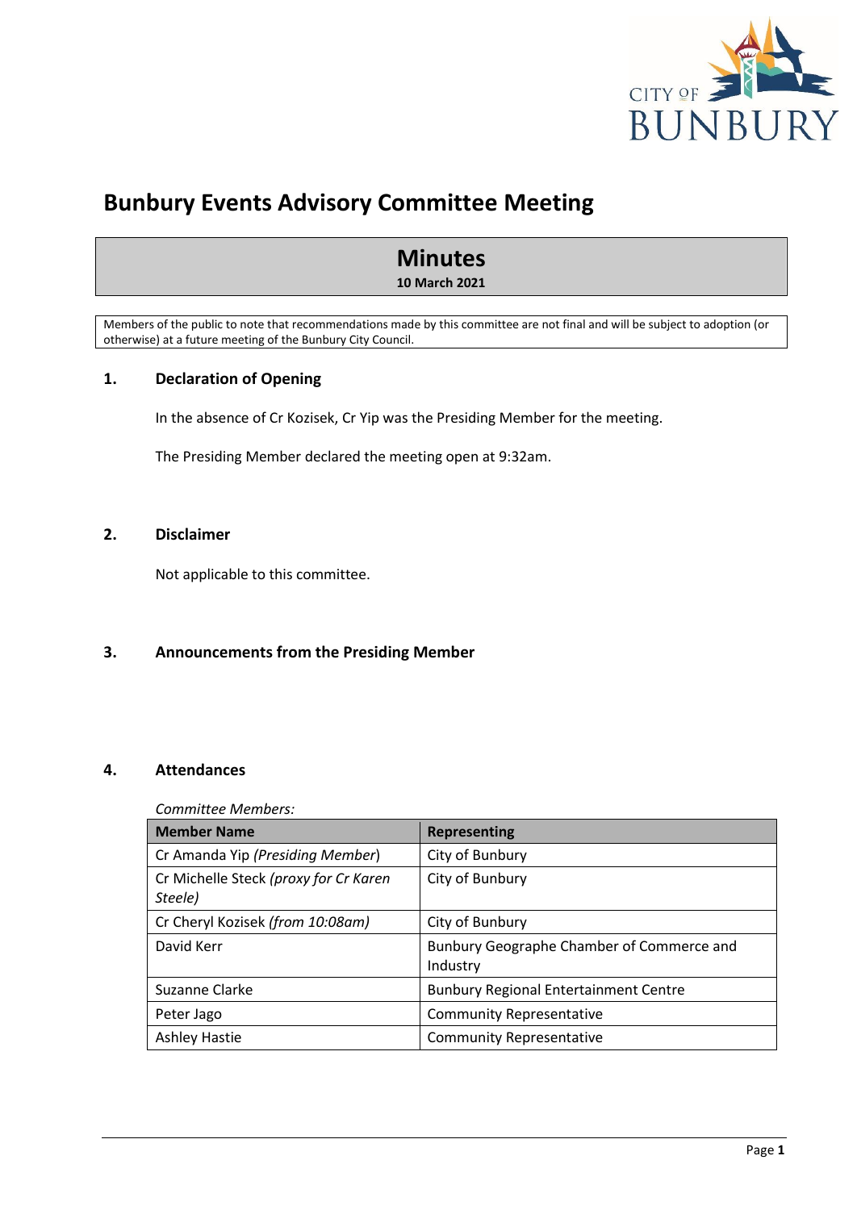# Bunbury Events Advisory Committee Meeting

## Minutes

**10 March 2021**

Members of the public to note that recommendations made by this committee are not final and will be subject to adoption (or otherwise) at a future meeting of the Bunbury City Council.

## 1. Declaration of Opening

In the absence of Cr Kozisek, Cr Yip was the Presiding Member for the meeting.

The Presiding Member declared the meeting open at 9:32am.

## 2. Disclaimer

Not applicable to this committee.

## 3. Announcements from the Presiding Member

## 4. Attendances

*Committee Members:*

| Member Name | Representing |
|---|---|
| Cr Amanda Yip *(Presiding Member)* | City of Bunbury |
| Cr Michelle Steck *(proxy for Cr Karen Steele)* | City of Bunbury |
| Cr Cheryl Kozisek *(from 10:08am)* | City of Bunbury |
| David Kerr | Bunbury Geographe Chamber of Commerce and Industry |
| Suzanne Clarke | Bunbury Regional Entertainment Centre |
| Peter Jago | Community Representative |
| Ashley Hastie | Community Representative |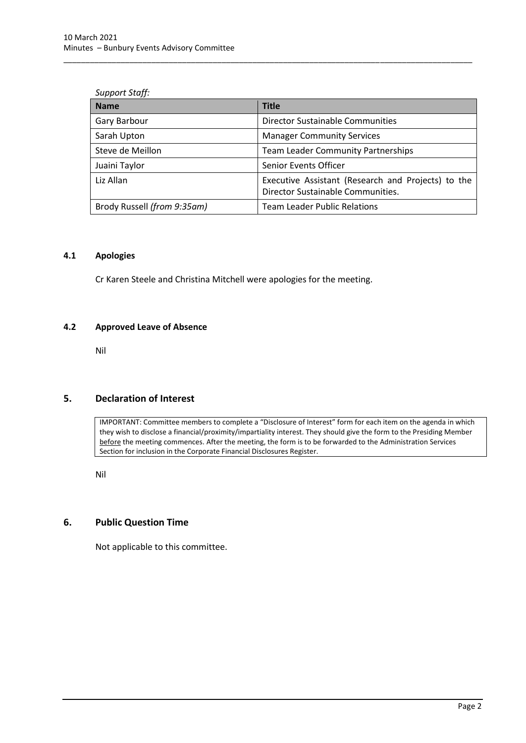*Support Staff:*

| Name | Title |
|---|---|
| Gary Barbour | Director Sustainable Communities |
| Sarah Upton | Manager Community Services |
| Steve de Meillon | Team Leader Community Partnerships |
| Juaini Taylor | Senior Events Officer |
| Liz Allan | Executive Assistant (Research and Projects) to the Director Sustainable Communities. |
| Brody Russell *(from 9:35am)* | Team Leader Public Relations |

### 4.1 Apologies

Cr Karen Steele and Christina Mitchell were apologies for the meeting.

### 4.2 Approved Leave of Absence

Nil

## 5. Declaration of Interest

IMPORTANT: Committee members to complete a "Disclosure of Interest" form for each item on the agenda in which they wish to disclose a financial/proximity/impartiality interest. They should give the form to the Presiding Member before the meeting commences. After the meeting, the form is to be forwarded to the Administration Services Section for inclusion in the Corporate Financial Disclosures Register.

Nil

## 6. Public Question Time

Not applicable to this committee.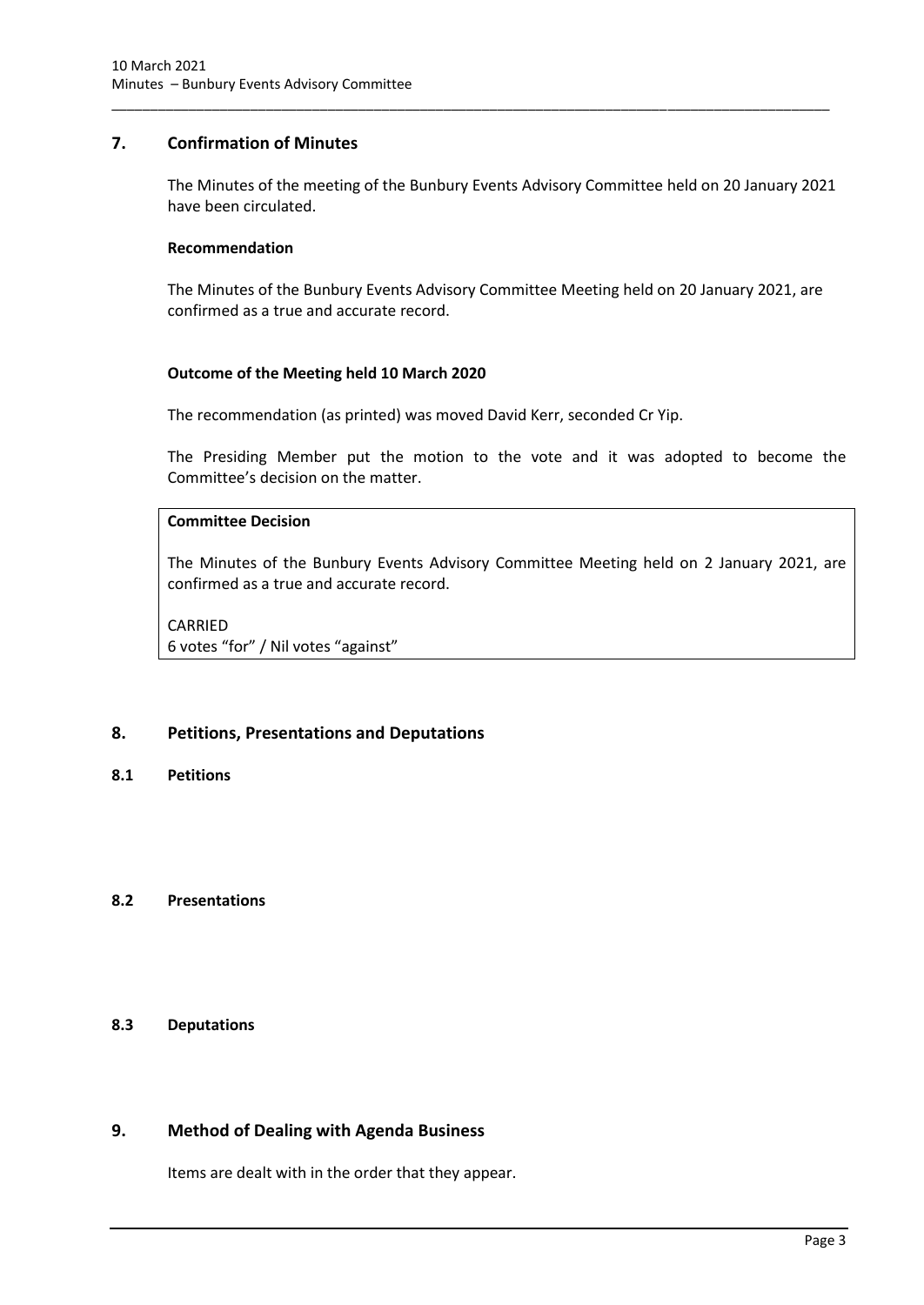## 7. Confirmation of Minutes

The Minutes of the meeting of the Bunbury Events Advisory Committee held on 20 January 2021 have been circulated.

**Recommendation**

The Minutes of the Bunbury Events Advisory Committee Meeting held on 20 January 2021, are confirmed as a true and accurate record.

**Outcome of the Meeting held 10 March 2020**

The recommendation (as printed) was moved David Kerr, seconded Cr Yip.

The Presiding Member put the motion to the vote and it was adopted to become the Committee's decision on the matter.

**Committee Decision**

The Minutes of the Bunbury Events Advisory Committee Meeting held on 2 January 2021, are confirmed as a true and accurate record.

CARRIED
6 votes "for" / Nil votes "against"

## 8. Petitions, Presentations and Deputations

### 8.1 Petitions

### 8.2 Presentations

### 8.3 Deputations

## 9. Method of Dealing with Agenda Business

Items are dealt with in the order that they appear.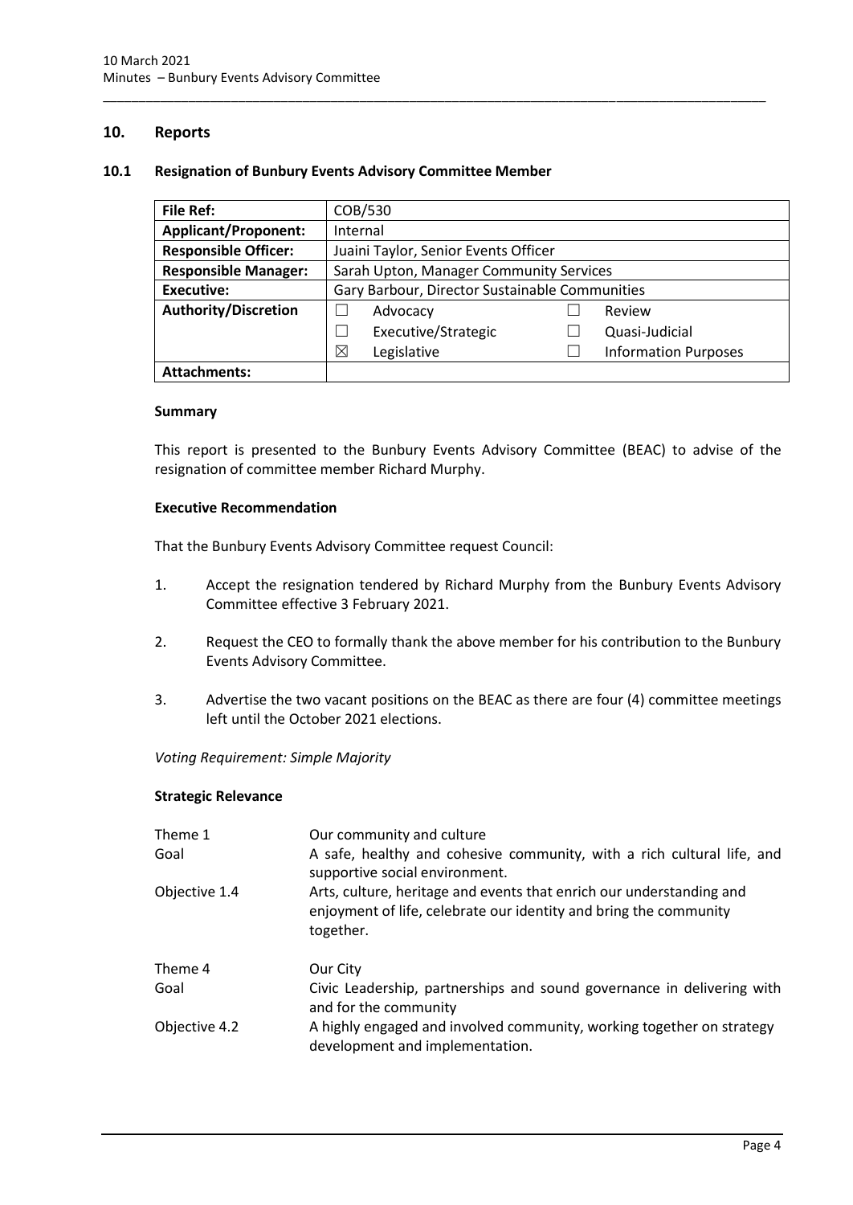## 10. Reports

### 10.1 Resignation of Bunbury Events Advisory Committee Member

| **File Ref:** | COB/530 | | | |
|---|---|---|---|---|
| **Applicant/Proponent:** | Internal | | | |
| **Responsible Officer:** | Juaini Taylor, Senior Events Officer | | | |
| **Responsible Manager:** | Sarah Upton, Manager Community Services | | | |
| **Executive:** | Gary Barbour, Director Sustainable Communities | | | |
| **Authority/Discretion** | ☐ | Advocacy | ☐ | Review |
| | ☐ | Executive/Strategic | ☐ | Quasi-Judicial |
| | ☒ | Legislative | ☐ | Information Purposes |
| **Attachments:** | | | | |

#### Summary

This report is presented to the Bunbury Events Advisory Committee (BEAC) to advise of the resignation of committee member Richard Murphy.

#### Executive Recommendation

That the Bunbury Events Advisory Committee request Council:

1. Accept the resignation tendered by Richard Murphy from the Bunbury Events Advisory Committee effective 3 February 2021.
2. Request the CEO to formally thank the above member for his contribution to the Bunbury Events Advisory Committee.
3. Advertise the two vacant positions on the BEAC as there are four (4) committee meetings left until the October 2021 elections.

*Voting Requirement: Simple Majority*

#### Strategic Relevance

| | |
|---|---|
| Theme 1 | Our community and culture |
| Goal | A safe, healthy and cohesive community, with a rich cultural life, and supportive social environment. |
| Objective 1.4 | Arts, culture, heritage and events that enrich our understanding and enjoyment of life, celebrate our identity and bring the community together. |
| Theme 4 | Our City |
| Goal | Civic Leadership, partnerships and sound governance in delivering with and for the community |
| Objective 4.2 | A highly engaged and involved community, working together on strategy development and implementation. |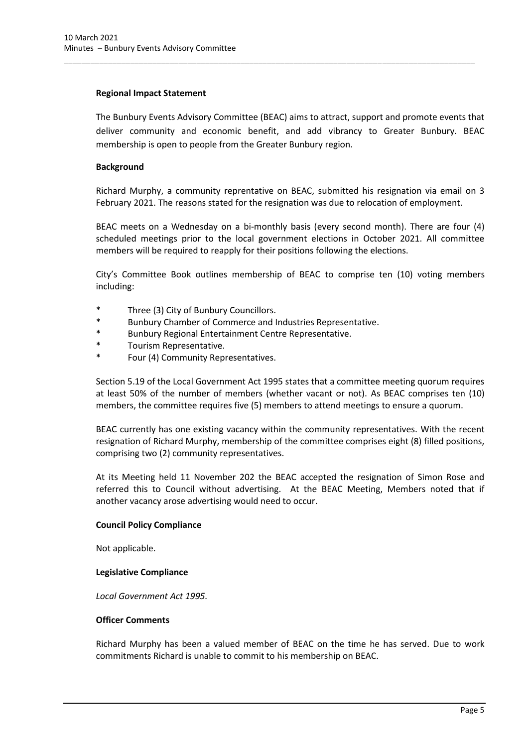**Regional Impact Statement**

The Bunbury Events Advisory Committee (BEAC) aims to attract, support and promote events that deliver community and economic benefit, and add vibrancy to Greater Bunbury. BEAC membership is open to people from the Greater Bunbury region.

**Background**

Richard Murphy, a community reprentative on BEAC, submitted his resignation via email on 3 February 2021. The reasons stated for the resignation was due to relocation of employment.

BEAC meets on a Wednesday on a bi-monthly basis (every second month). There are four (4) scheduled meetings prior to the local government elections in October 2021. All committee members will be required to reapply for their positions following the elections.

City's Committee Book outlines membership of BEAC to comprise ten (10) voting members including:

* Three (3) City of Bunbury Councillors.
* Bunbury Chamber of Commerce and Industries Representative.
* Bunbury Regional Entertainment Centre Representative.
* Tourism Representative.
* Four (4) Community Representatives.

Section 5.19 of the Local Government Act 1995 states that a committee meeting quorum requires at least 50% of the number of members (whether vacant or not). As BEAC comprises ten (10) members, the committee requires five (5) members to attend meetings to ensure a quorum.

BEAC currently has one existing vacancy within the community representatives. With the recent resignation of Richard Murphy, membership of the committee comprises eight (8) filled positions, comprising two (2) community representatives.

At its Meeting held 11 November 202 the BEAC accepted the resignation of Simon Rose and referred this to Council without advertising. At the BEAC Meeting, Members noted that if another vacancy arose advertising would need to occur.

**Council Policy Compliance**

Not applicable.

**Legislative Compliance**

*Local Government Act 1995.*

**Officer Comments**

Richard Murphy has been a valued member of BEAC on the time he has served. Due to work commitments Richard is unable to commit to his membership on BEAC.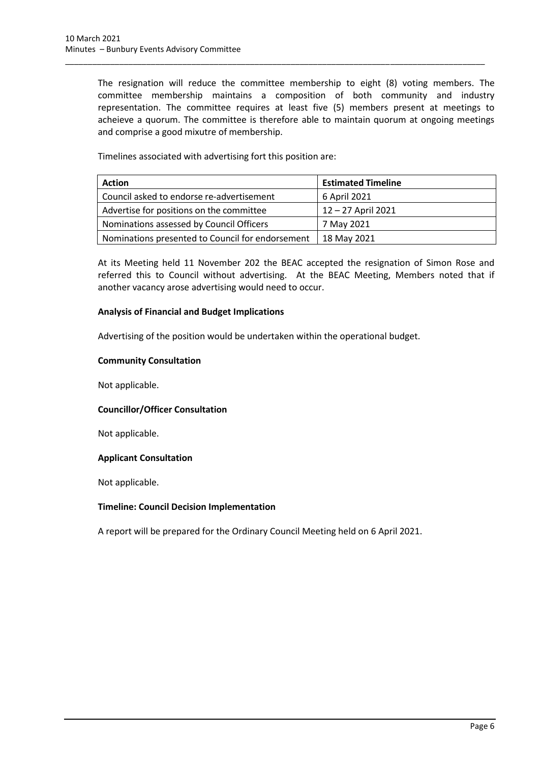The resignation will reduce the committee membership to eight (8) voting members. The committee membership maintains a composition of both community and industry representation. The committee requires at least five (5) members present at meetings to acheieve a quorum. The committee is therefore able to maintain quorum at ongoing meetings and comprise a good mixutre of membership.

Timelines associated with advertising fort this position are:

| Action | Estimated Timeline |
|---|---|
| Council asked to endorse re-advertisement | 6 April 2021 |
| Advertise for positions on the committee | 12 – 27 April 2021 |
| Nominations assessed by Council Officers | 7 May 2021 |
| Nominations presented to Council for endorsement | 18 May 2021 |

At its Meeting held 11 November 202 the BEAC accepted the resignation of Simon Rose and referred this to Council without advertising. At the BEAC Meeting, Members noted that if another vacancy arose advertising would need to occur.

**Analysis of Financial and Budget Implications**

Advertising of the position would be undertaken within the operational budget.

**Community Consultation**

Not applicable.

**Councillor/Officer Consultation**

Not applicable.

**Applicant Consultation**

Not applicable.

**Timeline: Council Decision Implementation**

A report will be prepared for the Ordinary Council Meeting held on 6 April 2021.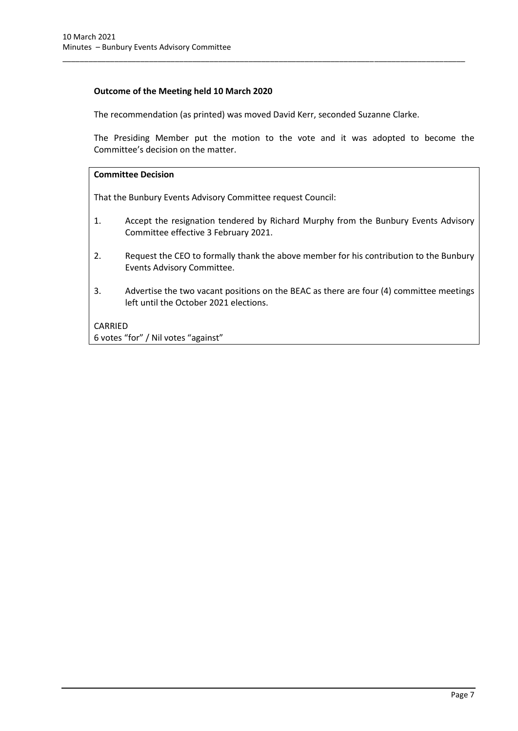**Outcome of the Meeting held 10 March 2020**

The recommendation (as printed) was moved David Kerr, seconded Suzanne Clarke.

The Presiding Member put the motion to the vote and it was adopted to become the Committee's decision on the matter.

**Committee Decision**

That the Bunbury Events Advisory Committee request Council:

1. Accept the resignation tendered by Richard Murphy from the Bunbury Events Advisory Committee effective 3 February 2021.
2. Request the CEO to formally thank the above member for his contribution to the Bunbury Events Advisory Committee.
3. Advertise the two vacant positions on the BEAC as there are four (4) committee meetings left until the October 2021 elections.

CARRIED
6 votes "for" / Nil votes "against"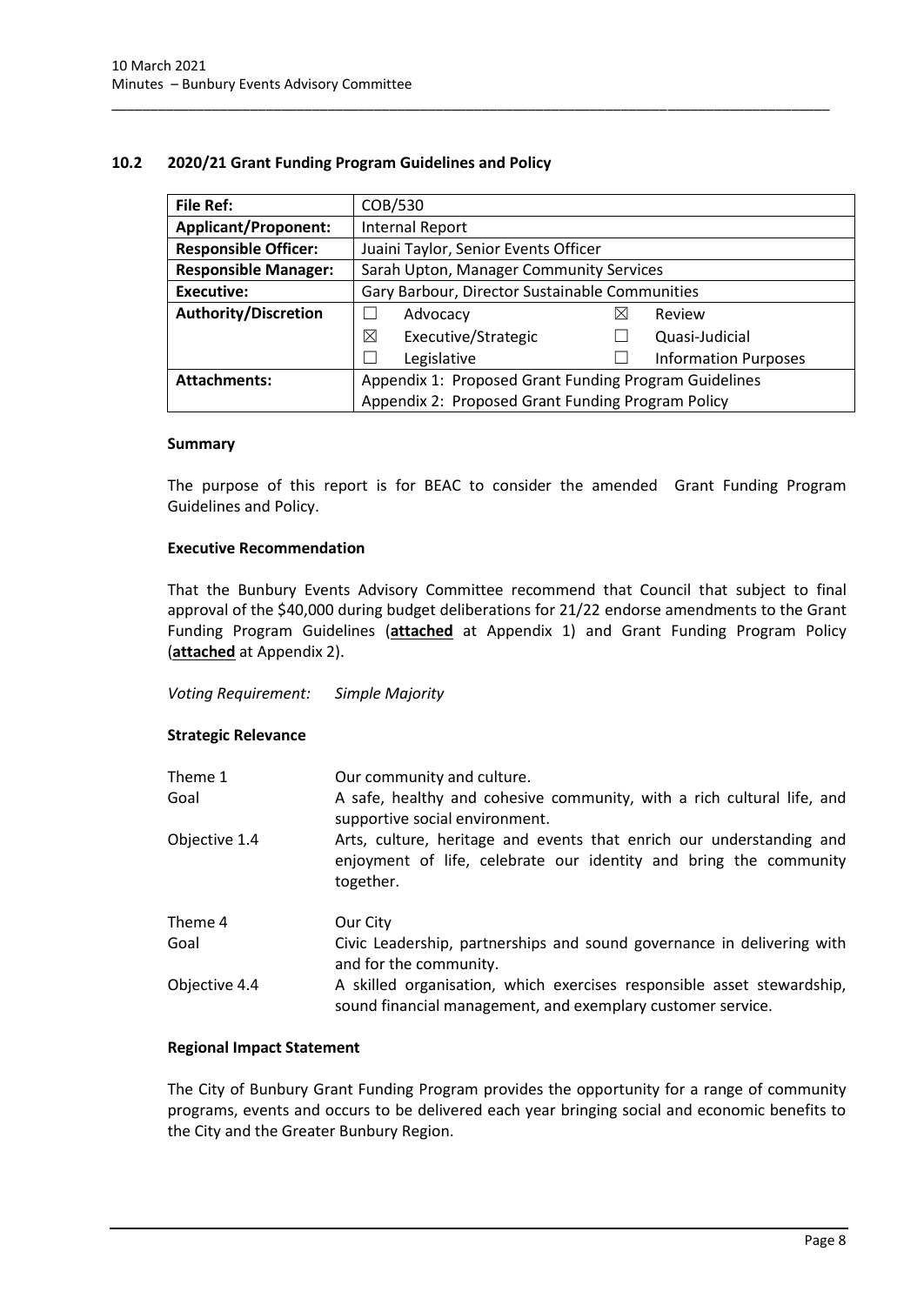## 10.2 2020/21 Grant Funding Program Guidelines and Policy

| **File Ref:** | COB/530 | | | |
|---|---|---|---|---|
| **Applicant/Proponent:** | Internal Report | | | |
| **Responsible Officer:** | Juaini Taylor, Senior Events Officer | | | |
| **Responsible Manager:** | Sarah Upton, Manager Community Services | | | |
| **Executive:** | Gary Barbour, Director Sustainable Communities | | | |
| **Authority/Discretion** | ☐ | Advocacy | ☒ | Review |
| | ☒ | Executive/Strategic | ☐ | Quasi-Judicial |
| | ☐ | Legislative | ☐ | Information Purposes |
| **Attachments:** | Appendix 1: Proposed Grant Funding Program Guidelines | | | |
| | Appendix 2: Proposed Grant Funding Program Policy | | | |

### Summary

The purpose of this report is for BEAC to consider the amended Grant Funding Program Guidelines and Policy.

### Executive Recommendation

That the Bunbury Events Advisory Committee recommend that Council that subject to final approval of the $40,000 during budget deliberations for 21/22 endorse amendments to the Grant Funding Program Guidelines (**attached** at Appendix 1) and Grant Funding Program Policy (**attached** at Appendix 2).

*Voting Requirement: Simple Majority*

### Strategic Relevance

| | |
|---|---|
| Theme 1 | Our community and culture. |
| Goal | A safe, healthy and cohesive community, with a rich cultural life, and supportive social environment. |
| Objective 1.4 | Arts, culture, heritage and events that enrich our understanding and enjoyment of life, celebrate our identity and bring the community together. |
| Theme 4 | Our City |
| Goal | Civic Leadership, partnerships and sound governance in delivering with and for the community. |
| Objective 4.4 | A skilled organisation, which exercises responsible asset stewardship, sound financial management, and exemplary customer service. |

### Regional Impact Statement

The City of Bunbury Grant Funding Program provides the opportunity for a range of community programs, events and occurs to be delivered each year bringing social and economic benefits to the City and the Greater Bunbury Region.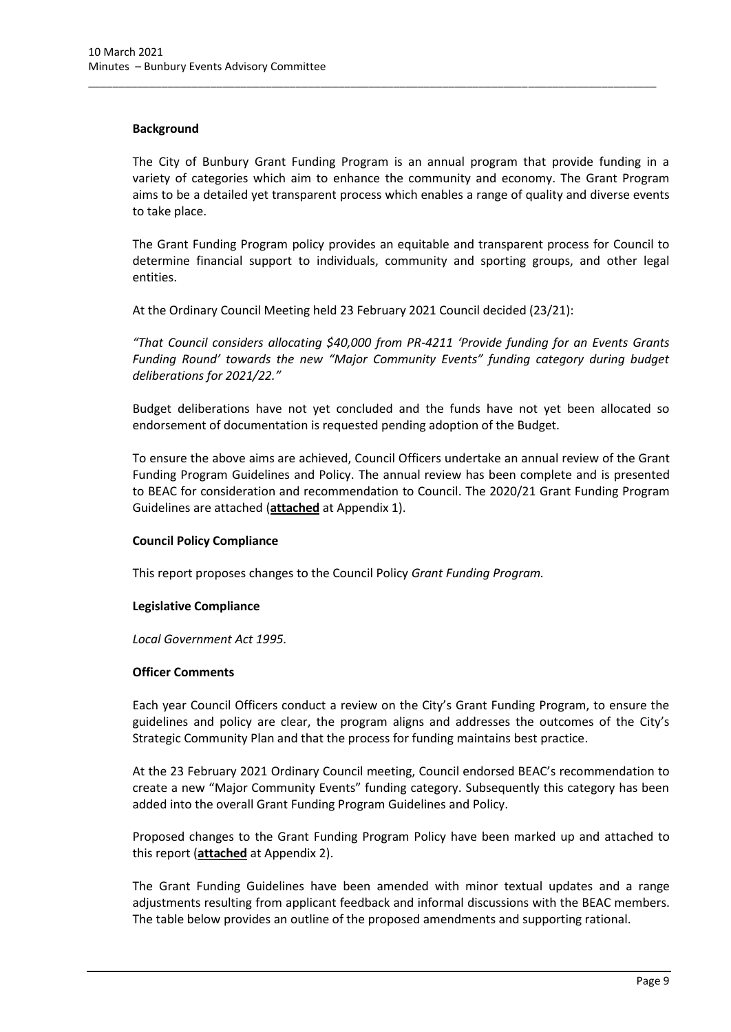**Background**

The City of Bunbury Grant Funding Program is an annual program that provide funding in a variety of categories which aim to enhance the community and economy. The Grant Program aims to be a detailed yet transparent process which enables a range of quality and diverse events to take place.

The Grant Funding Program policy provides an equitable and transparent process for Council to determine financial support to individuals, community and sporting groups, and other legal entities.

At the Ordinary Council Meeting held 23 February 2021 Council decided (23/21):

*"That Council considers allocating $40,000 from PR-4211 'Provide funding for an Events Grants Funding Round' towards the new "Major Community Events" funding category during budget deliberations for 2021/22."*

Budget deliberations have not yet concluded and the funds have not yet been allocated so endorsement of documentation is requested pending adoption of the Budget.

To ensure the above aims are achieved, Council Officers undertake an annual review of the Grant Funding Program Guidelines and Policy. The annual review has been complete and is presented to BEAC for consideration and recommendation to Council. The 2020/21 Grant Funding Program Guidelines are attached (**attached** at Appendix 1).

**Council Policy Compliance**

This report proposes changes to the Council Policy *Grant Funding Program.*

**Legislative Compliance**

*Local Government Act 1995.*

**Officer Comments**

Each year Council Officers conduct a review on the City's Grant Funding Program, to ensure the guidelines and policy are clear, the program aligns and addresses the outcomes of the City's Strategic Community Plan and that the process for funding maintains best practice.

At the 23 February 2021 Ordinary Council meeting, Council endorsed BEAC's recommendation to create a new "Major Community Events" funding category. Subsequently this category has been added into the overall Grant Funding Program Guidelines and Policy.

Proposed changes to the Grant Funding Program Policy have been marked up and attached to this report (**attached** at Appendix 2).

The Grant Funding Guidelines have been amended with minor textual updates and a range adjustments resulting from applicant feedback and informal discussions with the BEAC members. The table below provides an outline of the proposed amendments and supporting rational.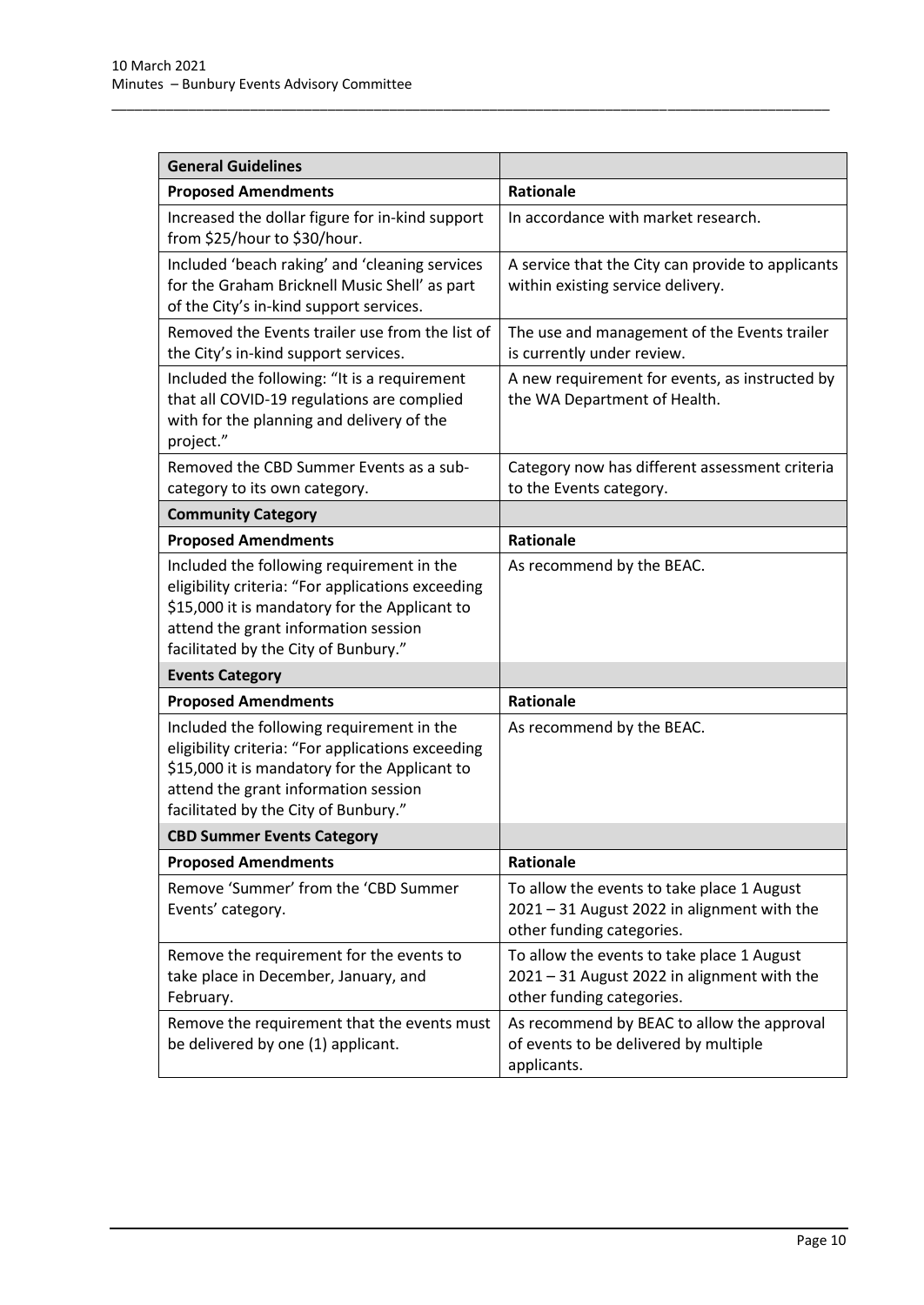| General Guidelines | |
|---|---|
| **Proposed Amendments** | **Rationale** |
| Increased the dollar figure for in-kind support from $25/hour to $30/hour. | In accordance with market research. |
| Included 'beach raking' and 'cleaning services for the Graham Bricknell Music Shell' as part of the City's in-kind support services. | A service that the City can provide to applicants within existing service delivery. |
| Removed the Events trailer use from the list of the City's in-kind support services. | The use and management of the Events trailer is currently under review. |
| Included the following: "It is a requirement that all COVID-19 regulations are complied with for the planning and delivery of the project." | A new requirement for events, as instructed by the WA Department of Health. |
| Removed the CBD Summer Events as a sub-category to its own category. | Category now has different assessment criteria to the Events category. |
| **Community Category** | |
| **Proposed Amendments** | **Rationale** |
| Included the following requirement in the eligibility criteria: "For applications exceeding $15,000 it is mandatory for the Applicant to attend the grant information session facilitated by the City of Bunbury." | As recommend by the BEAC. |
| **Events Category** | |
| **Proposed Amendments** | **Rationale** |
| Included the following requirement in the eligibility criteria: "For applications exceeding $15,000 it is mandatory for the Applicant to attend the grant information session facilitated by the City of Bunbury." | As recommend by the BEAC. |
| **CBD Summer Events Category** | |
| **Proposed Amendments** | **Rationale** |
| Remove 'Summer' from the 'CBD Summer Events' category. | To allow the events to take place 1 August 2021 – 31 August 2022 in alignment with the other funding categories. |
| Remove the requirement for the events to take place in December, January, and February. | To allow the events to take place 1 August 2021 – 31 August 2022 in alignment with the other funding categories. |
| Remove the requirement that the events must be delivered by one (1) applicant. | As recommend by BEAC to allow the approval of events to be delivered by multiple applicants. |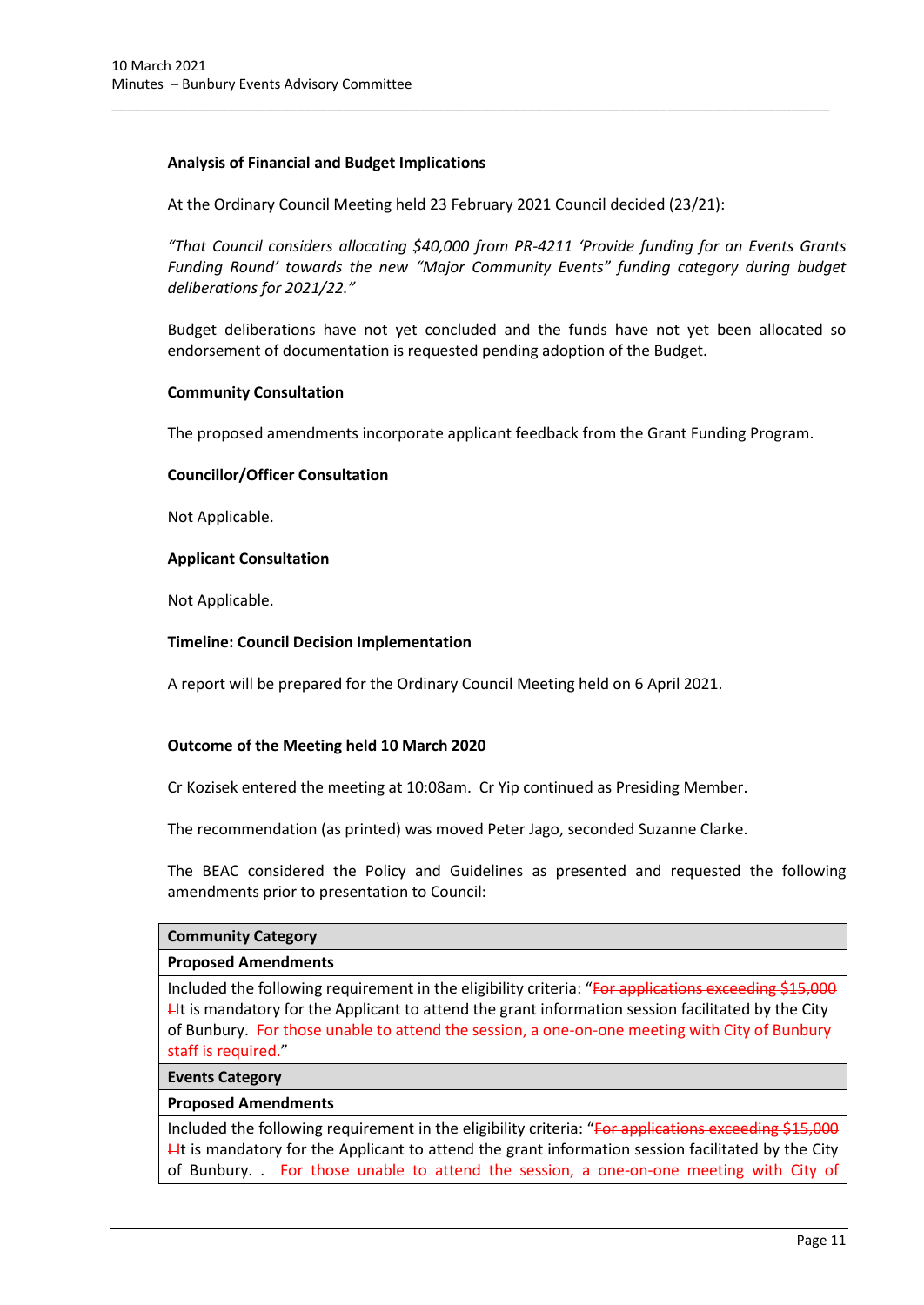**Analysis of Financial and Budget Implications**

At the Ordinary Council Meeting held 23 February 2021 Council decided (23/21):

*"That Council considers allocating $40,000 from PR-4211 'Provide funding for an Events Grants Funding Round' towards the new "Major Community Events" funding category during budget deliberations for 2021/22."*

Budget deliberations have not yet concluded and the funds have not yet been allocated so endorsement of documentation is requested pending adoption of the Budget.

**Community Consultation**

The proposed amendments incorporate applicant feedback from the Grant Funding Program.

**Councillor/Officer Consultation**

Not Applicable.

**Applicant Consultation**

Not Applicable.

**Timeline: Council Decision Implementation**

A report will be prepared for the Ordinary Council Meeting held on 6 April 2021.

**Outcome of the Meeting held 10 March 2020**

Cr Kozisek entered the meeting at 10:08am. Cr Yip continued as Presiding Member.

The recommendation (as printed) was moved Peter Jago, seconded Suzanne Clarke.

The BEAC considered the Policy and Guidelines as presented and requested the following amendments prior to presentation to Council:

| **Community Category** |
|---|
| **Proposed Amendments** |
| Included the following requirement in the eligibility criteria: "~~For applications exceeding $15,000 I~~It is mandatory for the Applicant to attend the grant information session facilitated by the City of Bunbury. For those unable to attend the session, a one-on-one meeting with City of Bunbury staff is required." |
| **Events Category** |
| **Proposed Amendments** |
| Included the following requirement in the eligibility criteria: "~~For applications exceeding $15,000 I~~It is mandatory for the Applicant to attend the grant information session facilitated by the City of Bunbury. . For those unable to attend the session, a one-on-one meeting with City of |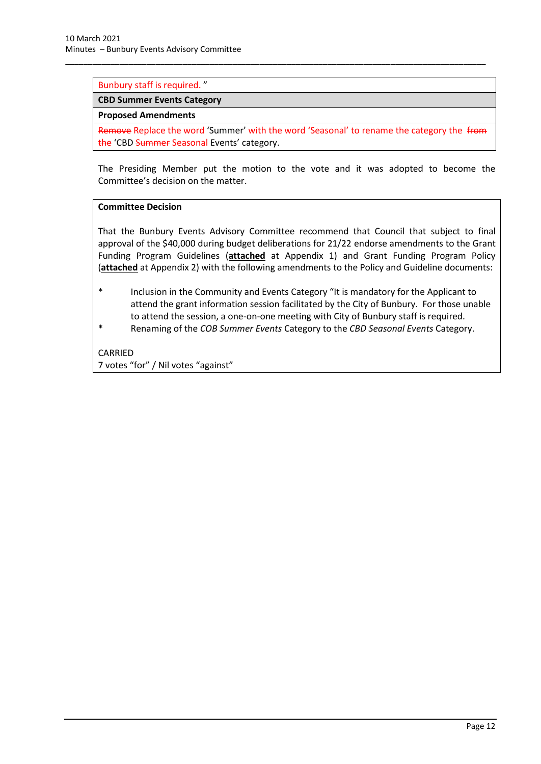| Bunbury staff is required. " |
| --- |
| **CBD Summer Events Category** |
| **Proposed Amendments** |
| ~~Remove~~ Replace the word 'Summer' with the word 'Seasonal' to rename the category the ~~from the~~ 'CBD ~~Summer~~ Seasonal Events' category. |

The Presiding Member put the motion to the vote and it was adopted to become the Committee's decision on the matter.

| **Committee Decision** |
| --- |
| That the Bunbury Events Advisory Committee recommend that Council that subject to final approval of the $40,000 during budget deliberations for 21/22 endorse amendments to the Grant Funding Program Guidelines (**attached** at Appendix 1) and Grant Funding Program Policy (**attached** at Appendix 2) with the following amendments to the Policy and Guideline documents:<br><br>* Inclusion in the Community and Events Category "It is mandatory for the Applicant to attend the grant information session facilitated by the City of Bunbury. For those unable to attend the session, a one-on-one meeting with City of Bunbury staff is required.<br>* Renaming of the *COB Summer Events* Category to the *CBD Seasonal Events* Category.<br><br>CARRIED<br>7 votes "for" / Nil votes "against" |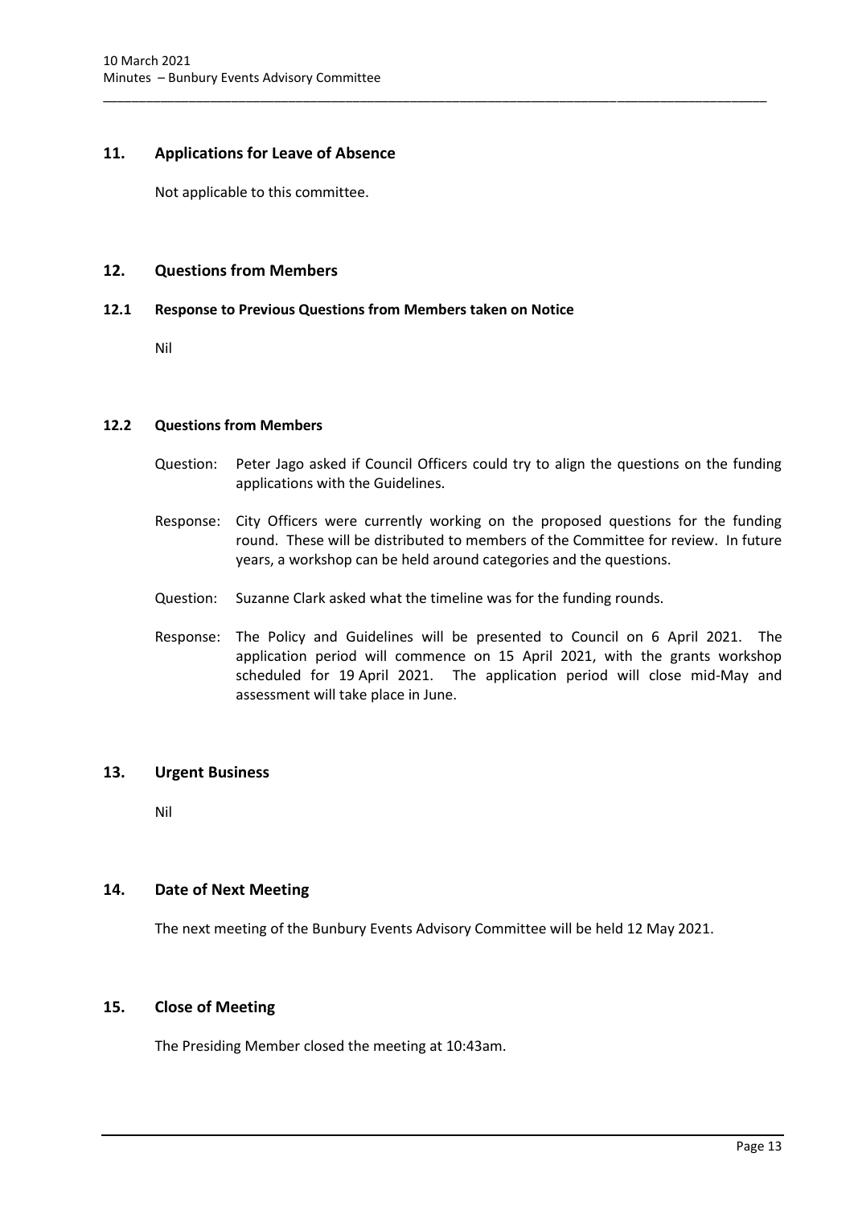## 11. Applications for Leave of Absence

Not applicable to this committee.

## 12. Questions from Members

### 12.1 Response to Previous Questions from Members taken on Notice

Nil

### 12.2 Questions from Members

Question: Peter Jago asked if Council Officers could try to align the questions on the funding applications with the Guidelines.

Response: City Officers were currently working on the proposed questions for the funding round. These will be distributed to members of the Committee for review. In future years, a workshop can be held around categories and the questions.

Question: Suzanne Clark asked what the timeline was for the funding rounds.

Response: The Policy and Guidelines will be presented to Council on 6 April 2021. The application period will commence on 15 April 2021, with the grants workshop scheduled for 19 April 2021. The application period will close mid-May and assessment will take place in June.

## 13. Urgent Business

Nil

## 14. Date of Next Meeting

The next meeting of the Bunbury Events Advisory Committee will be held 12 May 2021.

## 15. Close of Meeting

The Presiding Member closed the meeting at 10:43am.